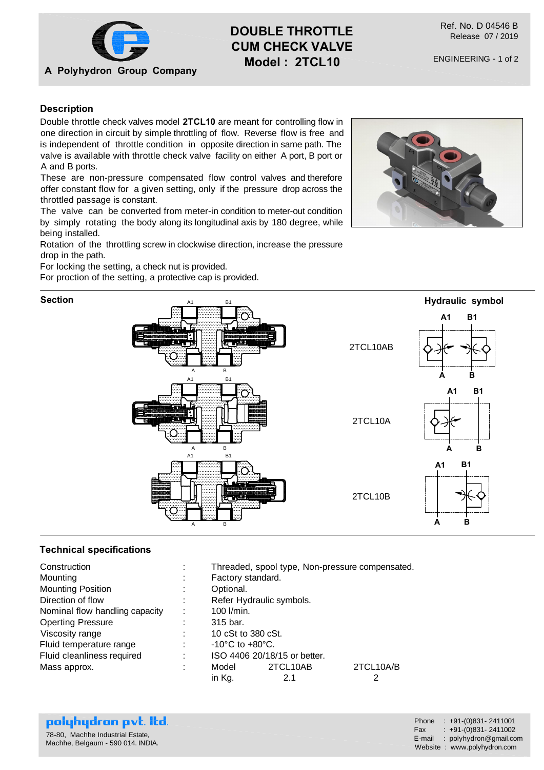A Polyhydron Group Company

# DOUBLE THROTTLE CUM CHECK VALVE
# Model : 2TCL10

Ref. No. D 04546 B
Release 07 / 2019

ENGINEERING

## Description

Double throttle check valves model **2TCL10** are meant for controlling flow in one direction in circuit by simple throttling of flow. Reverse flow is free and is independent of throttle condition in opposite direction in same path. The valve is available with throttle check valve facility on either A port, B port or A and B ports.

These are non-pressure compensated flow control valves and therefore offer constant flow for a given setting, only if the pressure drop across the throttled passage is constant.

The valve can be converted from meter-in condition to meter-out condition by simply rotating the body along its longitudinal axis by 180 degree, while being installed.

Rotation of the throttling screw in clockwise direction, increase the pressure drop in the path.

For locking the setting, a check nut is provided.

For proction of the setting, a protective cap is provided.

## Section

## Hydraulic symbol

2TCL10AB

2TCL10A

2TCL10B

## Technical specifications

| | | |
|---|---|---|
| Construction | : | Threaded, spool type, Non-pressure compensated. |
| Mounting | : | Factory standard. |
| Mounting Position | : | Optional. |
| Direction of flow | : | Refer Hydraulic symbols. |
| Nominal flow handling capacity | : | 100 l/min. |
| Operting Pressure | : | 315 bar. |
| Viscosity range | : | 10 cSt to 380 cSt. |
| Fluid temperature range | : | -10°C to +80°C. |
| Fluid cleanliness required | : | ISO 4406 20/18/15 or better. |
| Mass approx. | : | Model 2TCL10AB 2TCL10A/B |
| | | in Kg. 2.1 2 |

**polyhydron pvt. ltd.**
78-80, Machhe Industrial Estate,
Machhe, Belgaum - 590 014. INDIA.

Phone : +91-(0)831- 2411001
Fax : +91-(0)831- 2411002
E-mail : polyhydron@gmail.com
Website : www.polyhydron.com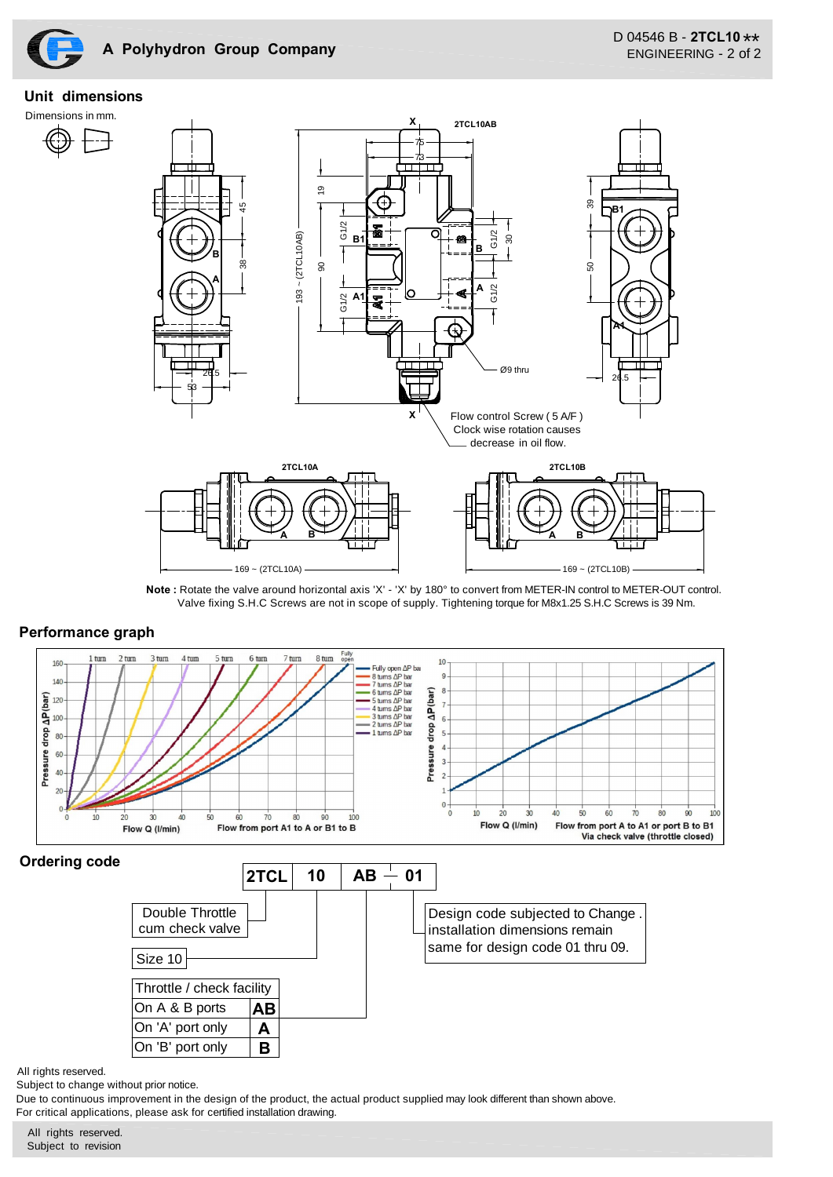## Unit dimensions

Dimensions in mm.

2TCL10AB

75

73

19

90

193 ~ (2TCL10AB)

G1/2

B1

B

A1

A

30

39

50

45

38

26.5

53

Ø9 thru

X

X

Flow control Screw ( 5 A/F )
Clock wise rotation causes
decrease in oil flow.

2TCL10A

2TCL10B

169 ~ (2TCL10A)

169 ~ (2TCL10B)

**Note :** Rotate the valve around horizontal axis 'X' - 'X' by 180° to convert from METER-IN control to METER-OUT control.
Valve fixing S.H.C Screws are not in scope of supply. Tightening torque for M8x1.25 S.H.C Screws is 39 Nm.

## Performance graph

1 turn 2 turn 3 turn 4 turn 5 turn 6 turn 7 turn 8 turn Fully open

Fully open ΔP bar
8 turns ΔP bar
7 turns ΔP bar
6 turns ΔP bar
5 turns ΔP bar
4 turns ΔP bar
3 turns ΔP bar
2 turns ΔP bar
1 turns ΔP bar

Pressure drop ΔP (bar)

Flow Q (l/min)

Flow from port A1 to A or B1 to B

Pressure drop ΔP (bar)

Flow Q (l/min)

Flow from port A to A1 or port B to B1
Via check valve (throttle closed)

## Ordering code

| 2TCL | 10 | AB | 01 |
|---|---|---|---|

- Double Throttle cum check valve → 2TCL
- Size 10 → 10
- Design code subjected to Change . installation dimensions remain same for design code 01 thru 09. → 01

| Throttle / check facility | |
|---|---|
| On A & B ports | **AB** |
| On 'A' port only | **A** |
| On 'B' port only | **B** |

All rights reserved.
Subject to change without prior notice.
Due to continuous improvement in the design of the product, the actual product supplied may look different than shown above.
For critical applications, please ask for certified installation drawing.